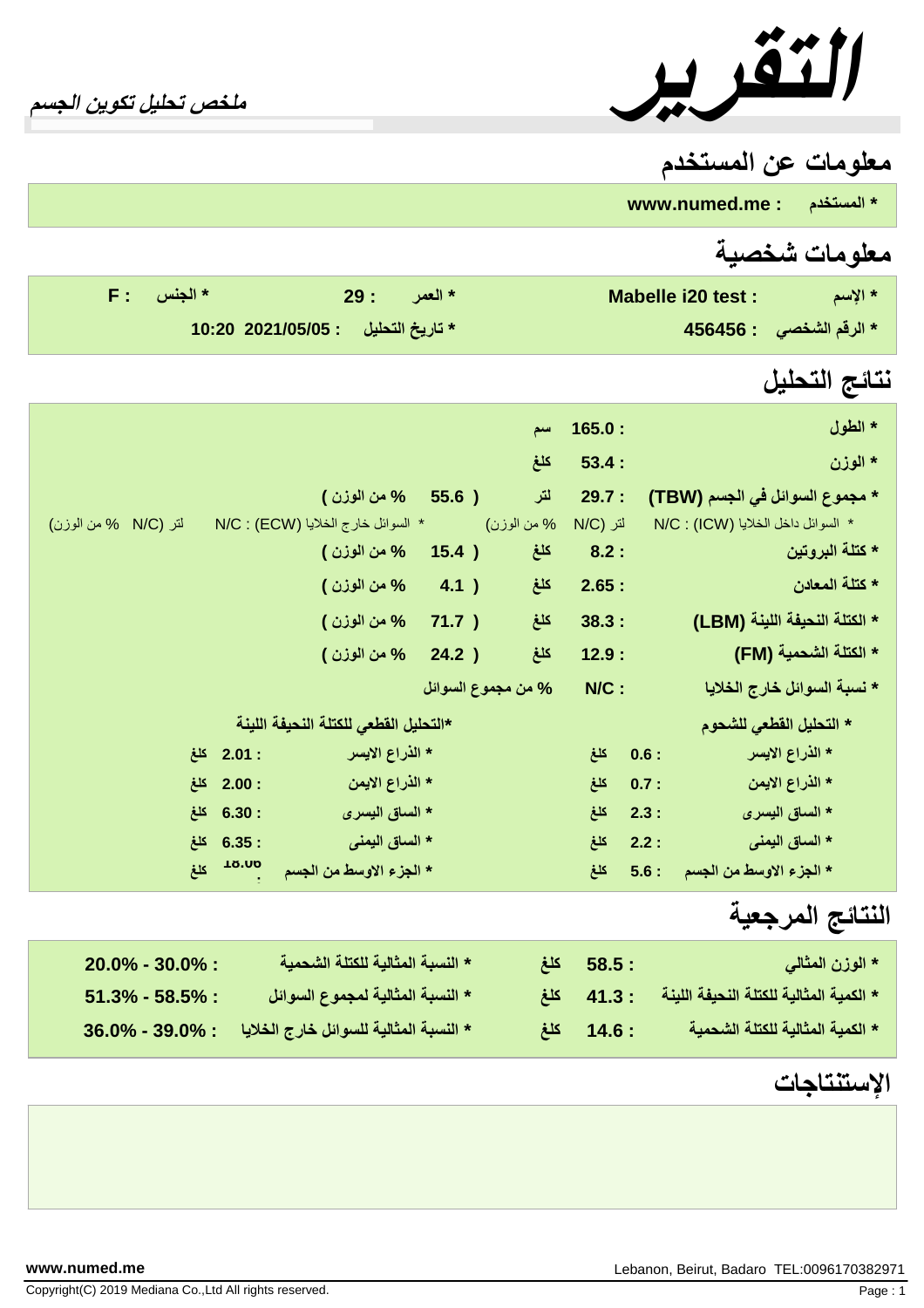# التقرير

ملخص تحليل تكوين الجسم

## معلومات عن المستخدم

* المستخدم : www.numed.me

## معلومات شخصية

| | | |
|---|---|---|
| * الإسم : Mabelle i20 test | * العمر : 29 | * الجنس : F |
| * الرقم الشخصي : 456456 | * تاريخ التحليل : 2021/05/05 10:20 | |

## نتائج التحليل

| | | | |
|---|---|---|---|
| * الطول | 165.0 : | سم | |
| * الوزن | 53.4 : | كلغ | |
| * مجموع السوائل في الجسم (TBW) | 29.7 : | لتر | ( 55.6 % من الوزن ) |
| * السوائل داخل الخلايا (ICW) : N/C | لتر (N/C % من الوزن) | * السوائل خارج الخلايا (ECW) : N/C | لتر (N/C % من الوزن) |
| * كتلة البروتين | 8.2 : | كلغ | ( 15.4 % من الوزن ) |
| * كتلة المعادن | 2.65 : | كلغ | ( 4.1 % من الوزن ) |
| * الكتلة النحيفة اللينة (LBM) | 38.3 : | كلغ | ( 71.7 % من الوزن ) |
| * الكتلة الشحمية (FM) | 12.9 : | كلغ | ( 24.2 % من الوزن ) |
| * نسبة السوائل خارج الخلايا | N/C : | % من مجموع السوائل | |

| * التحليل القطعي للشحوم | | *التحليل القطعي للكتلة النحيفة اللينة | |
|---|---|---|---|
| * الذراع الايسر | 0.6 : كلغ | * الذراع الايسر | 2.01 : كلغ |
| * الذراع الايمن | 0.7 : كلغ | * الذراع الايمن | 2.00 : كلغ |
| * الساق اليسرى | 2.3 : كلغ | * الساق اليسرى | 6.30 : كلغ |
| * الساق اليمنى | 2.2 : كلغ | * الساق اليمنى | 6.35 : كلغ |
| * الجزء الاوسط من الجسم | 5.6 : كلغ | * الجزء الاوسط من الجسم | 18.06 : كلغ |

## النتائج المرجعية

| | | | |
|---|---|---|---|
| * الوزن المثالي | 58.5 : كلغ | * النسبة المثالية للكتلة الشحمية | 20.0% - 30.0% : |
| * الكمية المثالية للكتلة النحيفة اللينة | 41.3 : كلغ | * النسبة المثالية لمجموع السوائل | 51.3% - 58.5% : |
| * الكمية المثالية للكتلة الشحمية | 14.6 : كلغ | * النسبة المثالية للسوائل خارج الخلايا | 36.0% - 39.0% : |

## الإستنتاجات

www.numed.me

Lebanon, Beirut, Badaro TEL:0096170382971

Copyright(C) 2019 Mediana Co.,Ltd All rights reserved.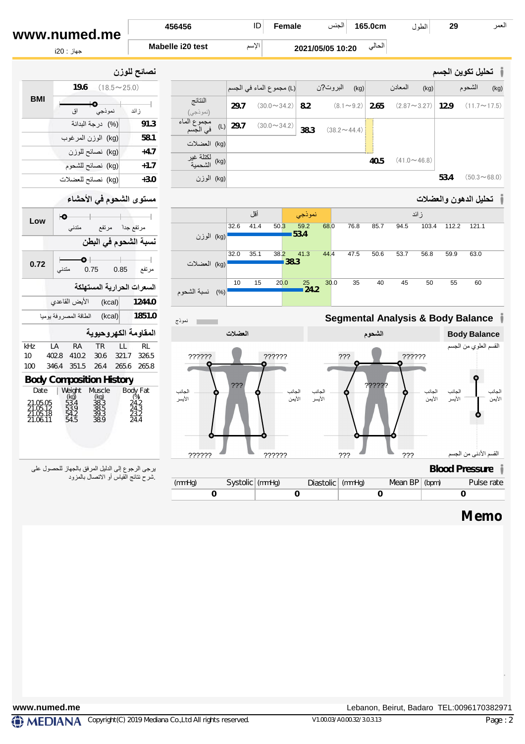www.numed.me

جهاز : i20

| العمر | 29 | الطول | 165.0cm | الجنس | Female | ID | 456456 |
|---|---|---|---|---|---|---|---|
| الحالي | 2021/05/05 10:20 | | | الإسم | Mabelle i20 test | | |

## تحليل تكوين الجسم

| | مجموع الماء في الجسم (L) | البروت?ن (kg) | المعادن (kg) | الشحوم (kg) |
|---|---|---|---|---|
| النتائج (نموذجي) | 29.7 (30.0~34.2) | 8.2 (8.1~9.2) | 2.65 (2.87~3.27) | 12.9 (11.7~17.5) |
| مجموع الماء في الجسم (L) | 29.7 (30.0~34.2) | | | |
| العضلات (kg) | 38.3 (38.2~44.4) | | | |
| لكتلة غير الشحمية (kg) | 40.5 (41.0~46.8) | | | |
| الوزن (kg) | 53.4 (50.3~68.0) | | | |

## تحليل الدهون والعضلات

| | أقل | نموذجي | زائد |
|---|---|---|---|
| الوزن (kg) | 32.6 41.4 50.3 | 59.2 **53.4** 68.0 | 76.8 85.7 94.5 103.4 112.2 121.1 |
| العضلات (kg) | 32.0 35.1 38.2 | 41.3 **38.3** 44.4 | 47.5 50.6 53.7 56.8 59.9 63.0 |
| نسبة الشحوم (%) | 10 15 20.0 | 25 **24.2** 30.0 | 35 40 45 50 55 60 |

## Segmental Analysis & Body Balance

نموذج

| | العضلات | الشحوم |
|---|---|---|
| الجانب الأيسر (أعلى) | ?????? | ??? |
| الجانب الأيمن (أعلى) | ?????? | ?????? |
| الجذع | ??? | ?????? |
| الجانب الأيسر (أسفل) | ?????? | ??? |
| الجانب الأيمن (أسفل) | ?????? | ??? |

**Body Balance**: القسم العلوي من الجسم / القسم الأدنى من الجسم — الجانب الأيسر / الجانب الأيمن

## نصائح للوزن

| | | |
|---|---|---|
| BMI | 19.6 | (18.5~25.0) |
| درجة البدانة (%) | 91.3 | |
| الوزن المرغوب (kg) | 58.1 | |
| نصائح للوزن (kg) | +4.7 | |
| نصائح للشحوم (kg) | +1.7 | |
| نصائح للعضلات (kg) | +3.0 | |

## مستوى الشحوم في الأحشاء

Low (متدني / مرتفع / مرتفع جدا)

## نسبة الشحوم في البطن

0.72 (متدني 0.75 0.85 مرتفع)

## السعرات الحرارية المستهلكة

| | | |
|---|---|---|
| الأيض القاعدي (kcal) | 1244.0 | |
| الطاقة المصروفة يوميا (kcal) | 1851.0 | |

## المقاومة الكهروحيوية

| kHz | LA | RA | TR | LL | RL |
|---|---|---|---|---|---|
| 10 | 402.8 | 410.2 | 30.6 | 321.7 | 326.5 |
| 100 | 346.4 | 351.5 | 26.4 | 265.6 | 265.8 |

## Body Composition History

| Date | Weight (kg) | Muscle (kg) | Body Fat (%) |
|---|---|---|---|
| 21.05.05 | 53.4 | 38.3 | 24.2 |
| 21.05.12 | 53.9 | 38.5 | 24.3 |
| 21.05.18 | 54.2 | 39.3 | 23.2 |
| 21.06.11 | 54.5 | 38.9 | 24.4 |

يرجى الرجوع إلى الدليل المرفق بالجهاز للحصول على شرح نتائج القياس أو الاتصال بالمزود.

## Blood Pressure

| Systolic (mmHg) | Diastolic (mmHg) | Mean BP (mmHg) | Pulse rate (bpm) |
|---|---|---|---|
| 0 | 0 | 0 | 0 |

## Memo

www.numed.me — Lebanon, Beirut, Badaro TEL:0096170382971

MEDIANA Copyright(C) 2019 Mediana Co.,Ltd All rights reserved. V1.00.03/A0.00.32/3.0.3.13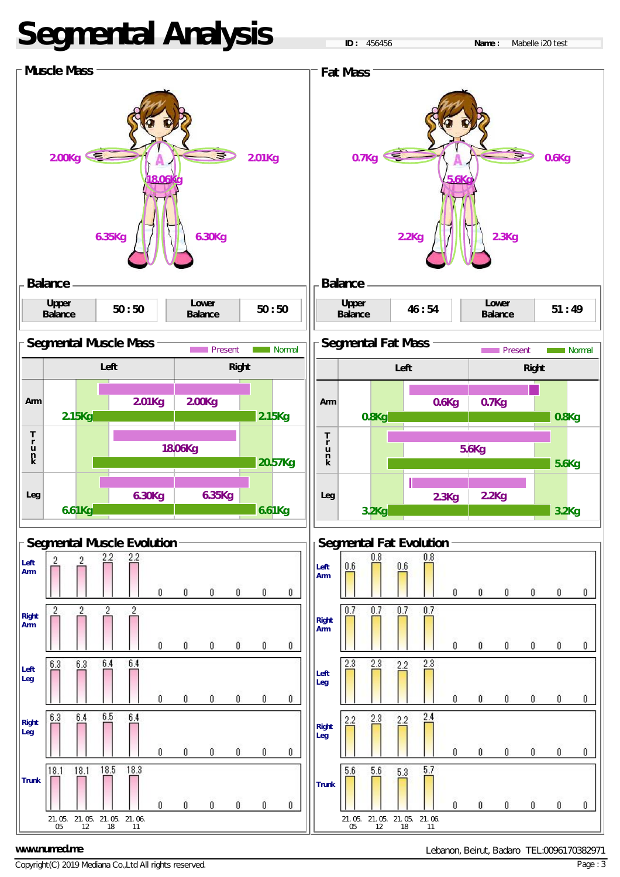# Segmental Analysis

**ID :** 456456 **Name :** Mabelle i20 test

## Muscle Mass

| Segment | Value |
|---|---|
| Right Arm | 2.00Kg |
| Left Arm | 2.01Kg |
| Trunk | 18.06Kg |
| Right Leg | 6.35Kg |
| Left Leg | 6.30Kg |

### Balance

| Upper Balance | 50 : 50 | Lower Balance | 50 : 50 |
|---|---|---|---|

### Segmental Muscle Mass

Present / Normal

| | Left | Right |
|---|---|---|
| Arm | 2.01Kg (Normal 2.15Kg) | 2.00Kg (Normal 2.15Kg) |
| Trunk | 18.06Kg (Normal 20.57Kg) | |
| Leg | 6.30Kg (Normal 6.61Kg) | 6.35Kg (Normal 6.61Kg) |

### Segmental Muscle Evolution

| | 21.05.05 | 21.05.12 | 21.05.18 | 21.06.11 | | | | | | |
|---|---|---|---|---|---|---|---|---|---|---|
| Left Arm | 2 | 2 | 2.2 | 2.2 | 0 | 0 | 0 | 0 | 0 | 0 |
| Right Arm | 2 | 2 | 2 | 2 | 0 | 0 | 0 | 0 | 0 | 0 |
| Left Leg | 6.3 | 6.3 | 6.4 | 6.4 | 0 | 0 | 0 | 0 | 0 | 0 |
| Right Leg | 6.3 | 6.4 | 6.5 | 6.4 | 0 | 0 | 0 | 0 | 0 | 0 |
| Trunk | 18.1 | 18.1 | 18.5 | 18.3 | 0 | 0 | 0 | 0 | 0 | 0 |

## Fat Mass

| Segment | Value |
|---|---|
| Right Arm | 0.7Kg |
| Left Arm | 0.6Kg |
| Trunk | 5.6Kg |
| Right Leg | 2.2Kg |
| Left Leg | 2.3Kg |

### Balance

| Upper Balance | 46 : 54 | Lower Balance | 51 : 49 |
|---|---|---|---|

### Segmental Fat Mass

Present / Normal

| | Left | Right |
|---|---|---|
| Arm | 0.6Kg (Normal 0.8Kg) | 0.7Kg (Normal 0.8Kg) |
| Trunk | 5.6Kg (Normal 5.6Kg) | |
| Leg | 2.3Kg (Normal 3.2Kg) | 2.2Kg (Normal 3.2Kg) |

### Segmental Fat Evolution

| | 21.05.05 | 21.05.12 | 21.05.18 | 21.06.11 | | | | | | |
|---|---|---|---|---|---|---|---|---|---|---|
| Left Arm | 0.6 | 0.8 | 0.6 | 0.8 | 0 | 0 | 0 | 0 | 0 | 0 |
| Right Arm | 0.7 | 0.7 | 0.7 | 0.7 | 0 | 0 | 0 | 0 | 0 | 0 |
| Left Leg | 2.3 | 2.3 | 2.2 | 2.3 | 0 | 0 | 0 | 0 | 0 | 0 |
| Right Leg | 2.2 | 2.3 | 2.2 | 2.4 | 0 | 0 | 0 | 0 | 0 | 0 |
| Trunk | 5.6 | 5.6 | 5.3 | 5.7 | 0 | 0 | 0 | 0 | 0 | 0 |

www.numed.me Lebanon, Beirut, Badaro TEL:0096170382971

Copyright(C) 2019 Mediana Co.,Ltd All rights reserved.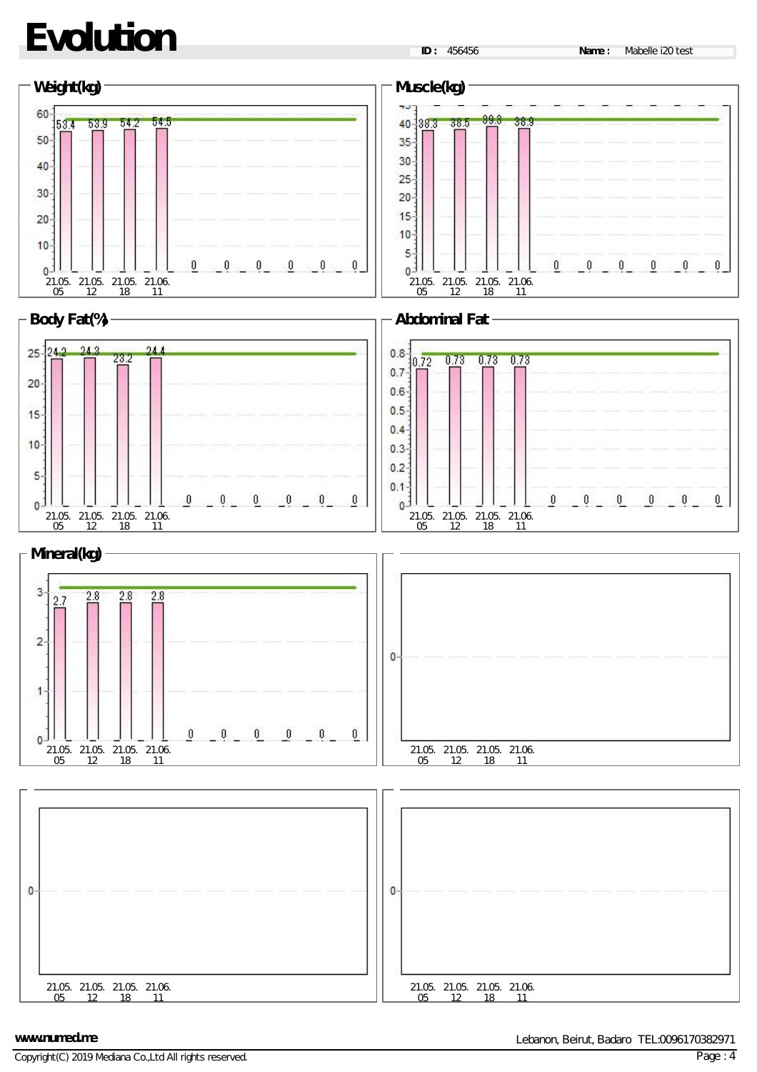# Evolution

**ID :** 456456 **Name :** Mabelle i20 test

## Weight(kg)

| Date | 21.05.05 | 21.05.12 | 21.05.18 | 21.06.11 |
|---|---|---|---|---|
| Value | 53.4 | 53.9 | 54.2 | 54.5 |

## Muscle(kg)

| Date | 21.05.05 | 21.05.12 | 21.05.18 | 21.06.11 |
|---|---|---|---|---|
| Value | 38.3 | 38.5 | 39.3 | 38.9 |

## Body Fat(%)

| Date | 21.05.05 | 21.05.12 | 21.05.18 | 21.06.11 |
|---|---|---|---|---|
| Value | 24.2 | 24.3 | 23.2 | 24.4 |

## Abdominal Fat

| Date | 21.05.05 | 21.05.12 | 21.05.18 | 21.06.11 |
|---|---|---|---|---|
| Value | 0.72 | 0.73 | 0.73 | 0.73 |

## Mineral(kg)

| Date | 21.05.05 | 21.05.12 | 21.05.18 | 21.06.11 |
|---|---|---|---|---|
| Value | 2.7 | 2.8 | 2.8 | 2.8 |

www.numed.me

Lebanon, Beirut, Badaro TEL:0096170382971

Copyright(C) 2019 Mediana Co.,Ltd All rights reserved.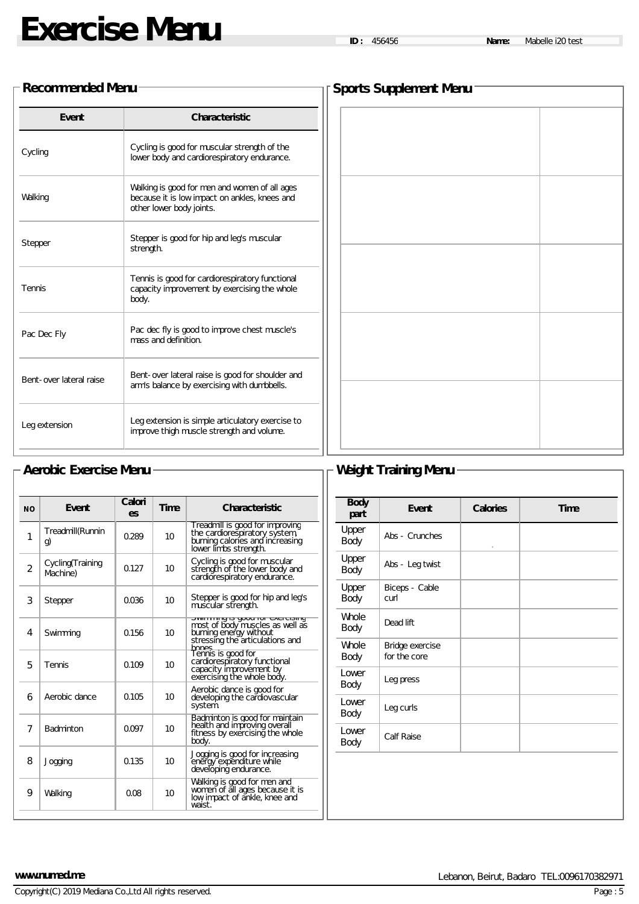# Exercise Menu

**ID :** 456456 **Name:** Mabelle i20 test

## Recommended Menu

| Event | Characteristic |
|---|---|
| Cycling | Cycling is good for muscular strength of the lower body and cardiorespiratory endurance. |
| Walking | Walking is good for men and women of all ages because it is low impact on ankles, knees and other lower body joints. |
| Stepper | Stepper is good for hip and leg's muscular strength. |
| Tennis | Tennis is good for cardiorespiratory functional capacity improvement by exercising the whole body. |
| Pac Dec Fly | Pac dec fly is good to improve chest muscle's mass and definition. |
| Bent-over lateral raise | Bent-over lateral raise is good for shoulder and arm's balance by exercising with dumbbells. |
| Leg extension | Leg extension is simple articulatory exercise to improve thigh muscle strength and volume. |

## Sports Supplement Menu

| | |
|---|---|
| | |
| | |
| | |
| | |
| | |

## Aerobic Exercise Menu

| NO | Event | Calories | Time | Characteristic |
|---|---|---|---|---|
| 1 | Treadmill(Running) | 0.289 | 10 | Treadmill is good for improving the cardiorespiratory system, burning calories and increasing lower limbs strength. |
| 2 | Cycling(Training Machine) | 0.127 | 10 | Cycling is good for muscular strength of the lower body and cardiorespiratory endurance. |
| 3 | Stepper | 0.036 | 10 | Stepper is good for hip and leg's muscular strength. |
| 4 | Swimming | 0.156 | 10 | Swimming is good for exercising most of body muscles as well as burning energy without stressing the articulations and bones. |
| 5 | Tennis | 0.109 | 10 | Tennis is good for cardiorespiratory functional capacity improvement by exercising the whole body. |
| 6 | Aerobic dance | 0.105 | 10 | Aerobic dance is good for developing the cardiovascular system. |
| 7 | Badminton | 0.097 | 10 | Badminton is good for maintain health and improving overall fitness by exercising the whole body. |
| 8 | Jogging | 0.135 | 10 | Jogging is good for increasing energy expenditure while developing endurance. |
| 9 | Walking | 0.08 | 10 | Walking is good for men and women of all ages because it is low impact of ankle, knee and waist. |

## Weight Training Menu

| Body part | Event | Calories | Time |
|---|---|---|---|
| Upper Body | Abs - Crunches | | |
| Upper Body | Abs - Leg twist | | |
| Upper Body | Biceps - Cable curl | | |
| Whole Body | Dead lift | | |
| Whole Body | Bridge exercise for the core | | |
| Lower Body | Leg press | | |
| Lower Body | Leg curls | | |
| Lower Body | Calf Raise | | |

www.numed.me

Lebanon, Beirut, Badaro TEL:0096170382971

Copyright(C) 2019 Mediana Co.,Ltd All rights reserved.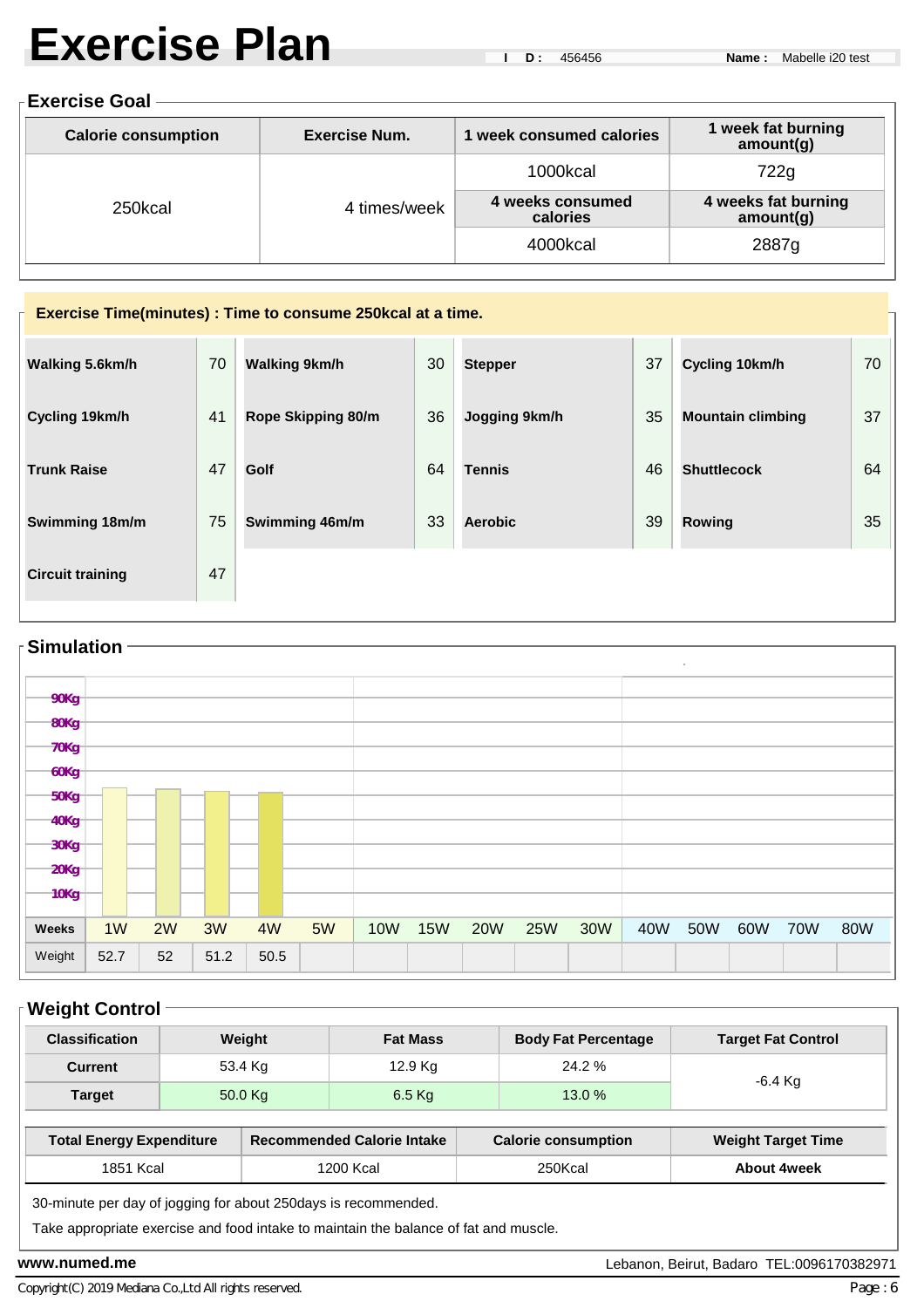# Exercise Plan

**ID:** 456456 **Name:** Mabelle i20 test

## Exercise Goal

| Calorie consumption | Exercise Num. | 1 week consumed calories | 1 week fat burning amount(g) |
|---|---|---|---|
| 250kcal | 4 times/week | 1000kcal | 722g |
| | | **4 weeks consumed calories** | **4 weeks fat burning amount(g)** |
| | | 4000kcal | 2887g |

## Exercise Time(minutes) : Time to consume 250kcal at a time.

| Exercise | Min | Exercise | Min | Exercise | Min | Exercise | Min |
|---|---|---|---|---|---|---|---|
| **Walking 5.6km/h** | 70 | **Walking 9km/h** | 30 | **Stepper** | 37 | **Cycling 10km/h** | 70 |
| **Cycling 19km/h** | 41 | **Rope Skipping 80/m** | 36 | **Jogging 9km/h** | 35 | **Mountain climbing** | 37 |
| **Trunk Raise** | 47 | **Golf** | 64 | **Tennis** | 46 | **Shuttlecock** | 64 |
| **Swimming 18m/m** | 75 | **Swimming 46m/m** | 33 | **Aerobic** | 39 | **Rowing** | 35 |
| **Circuit training** | 47 | | | | | | |

## Simulation

| Weeks | 1W | 2W | 3W | 4W | 5W | 10W | 15W | 20W | 25W | 30W | 40W | 50W | 60W | 70W | 80W |
|---|---|---|---|---|---|---|---|---|---|---|---|---|---|---|---|
| Weight | 52.7 | 52 | 51.2 | 50.5 | | | | | | | | | | | |

## Weight Control

| Classification | Weight | Fat Mass | Body Fat Percentage | Target Fat Control |
|---|---|---|---|---|
| **Current** | 53.4 Kg | 12.9 Kg | 24.2 % | -6.4 Kg |
| **Target** | 50.0 Kg | 6.5 Kg | 13.0 % | |

| Total Energy Expenditure | Recommended Calorie Intake | Calorie consumption | Weight Target Time |
|---|---|---|---|
| 1851 Kcal | 1200 Kcal | 250Kcal | **About 4week** |

30-minute per day of jogging for about 250days is recommended.

Take appropriate exercise and food intake to maintain the balance of fat and muscle.

**www.numed.me** Lebanon, Beirut, Badaro TEL:0096170382971

Copyright(C) 2019 Mediana Co.,Ltd All rights reserved.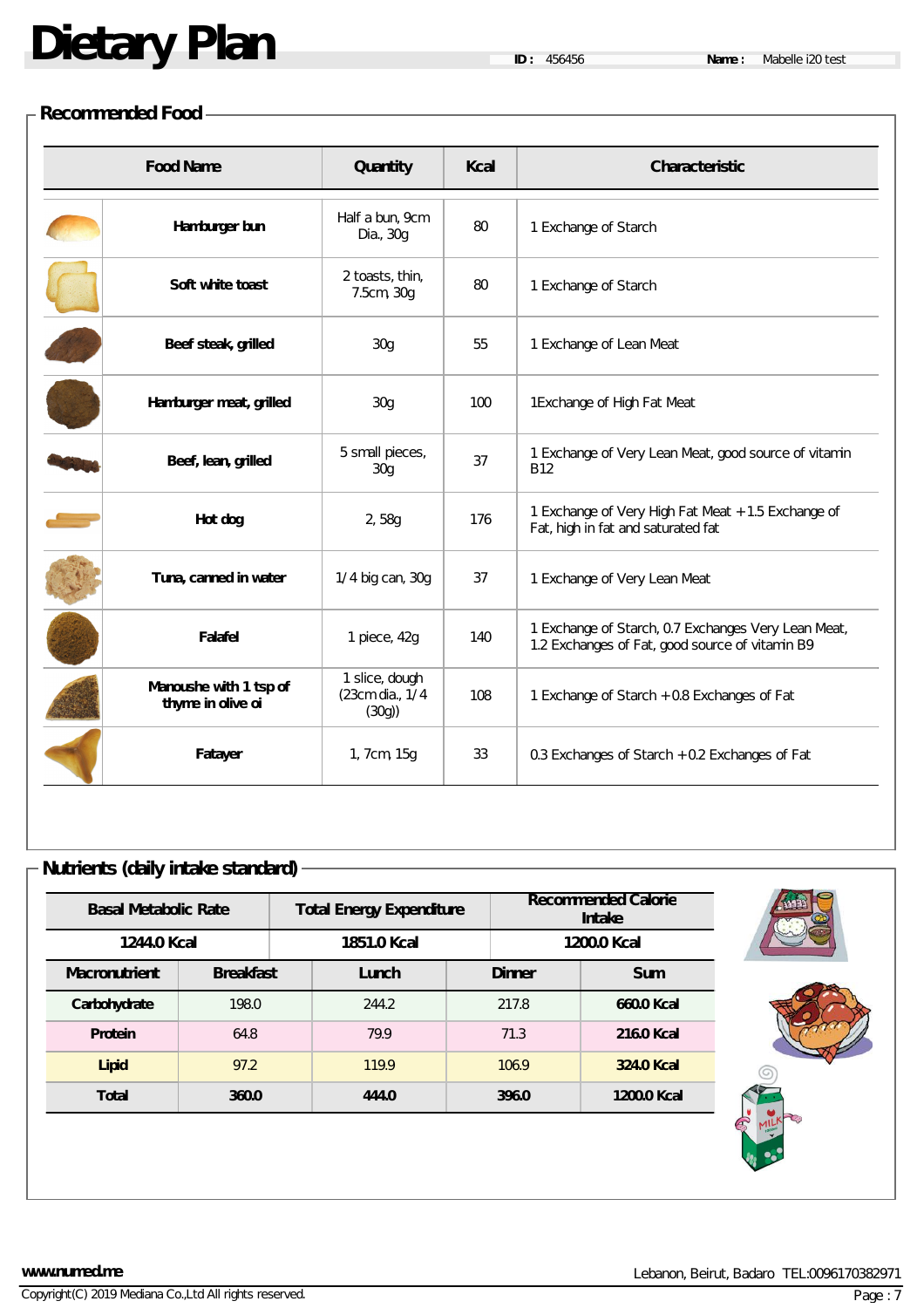# Dietary Plan

**ID :** 456456 **Name :** Mabelle i20 test

## Recommended Food

| Food Name | Quantity | Kcal | Characteristic |
|---|---|---|---|
| Hamburger bun | Half a bun, 9cm Dia., 30g | 80 | 1 Exchange of Starch |
| Soft white toast | 2 toasts, thin, 7.5cm, 30g | 80 | 1 Exchange of Starch |
| Beef steak, grilled | 30g | 55 | 1 Exchange of Lean Meat |
| Hamburger meat, grilled | 30g | 100 | 1Exchange of High Fat Meat |
| Beef, lean, grilled | 5 small pieces, 30g | 37 | 1 Exchange of Very Lean Meat, good source of vitamin B12 |
| Hot dog | 2, 58g | 176 | 1 Exchange of Very High Fat Meat + 1.5 Exchange of Fat, high in fat and saturated fat |
| Tuna, canned in water | 1/4 big can, 30g | 37 | 1 Exchange of Very Lean Meat |
| Falafel | 1 piece, 42g | 140 | 1 Exchange of Starch, 0.7 Exchanges Very Lean Meat, 1.2 Exchanges of Fat, good source of vitamin B9 |
| Manoushe with 1 tsp of thyme in olive oi | 1 slice, dough (23cm dia., 1/4 (30g)) | 108 | 1 Exchange of Starch + 0.8 Exchanges of Fat |
| Fatayer | 1, 7cm, 15g | 33 | 0.3 Exchanges of Starch + 0.2 Exchanges of Fat |

## Nutrients (daily intake standard)

| Basal Metabolic Rate | Total Energy Expenditure | Recommended Calorie Intake |
|---|---|---|
| 1244.0 Kcal | 1851.0 Kcal | 1200.0 Kcal |

| Macronutrient | Breakfast | Lunch | Dinner | Sum |
|---|---|---|---|---|
| Carbohydrate | 198.0 | 244.2 | 217.8 | 660.0 Kcal |
| Protein | 64.8 | 79.9 | 71.3 | 216.0 Kcal |
| Lipid | 97.2 | 119.9 | 106.9 | 324.0 Kcal |
| Total | 360.0 | 444.0 | 396.0 | 1200.0 Kcal |

www.numed.me

Lebanon, Beirut, Badaro TEL:0096170382971

Copyright(C) 2019 Mediana Co.,Ltd All rights reserved.